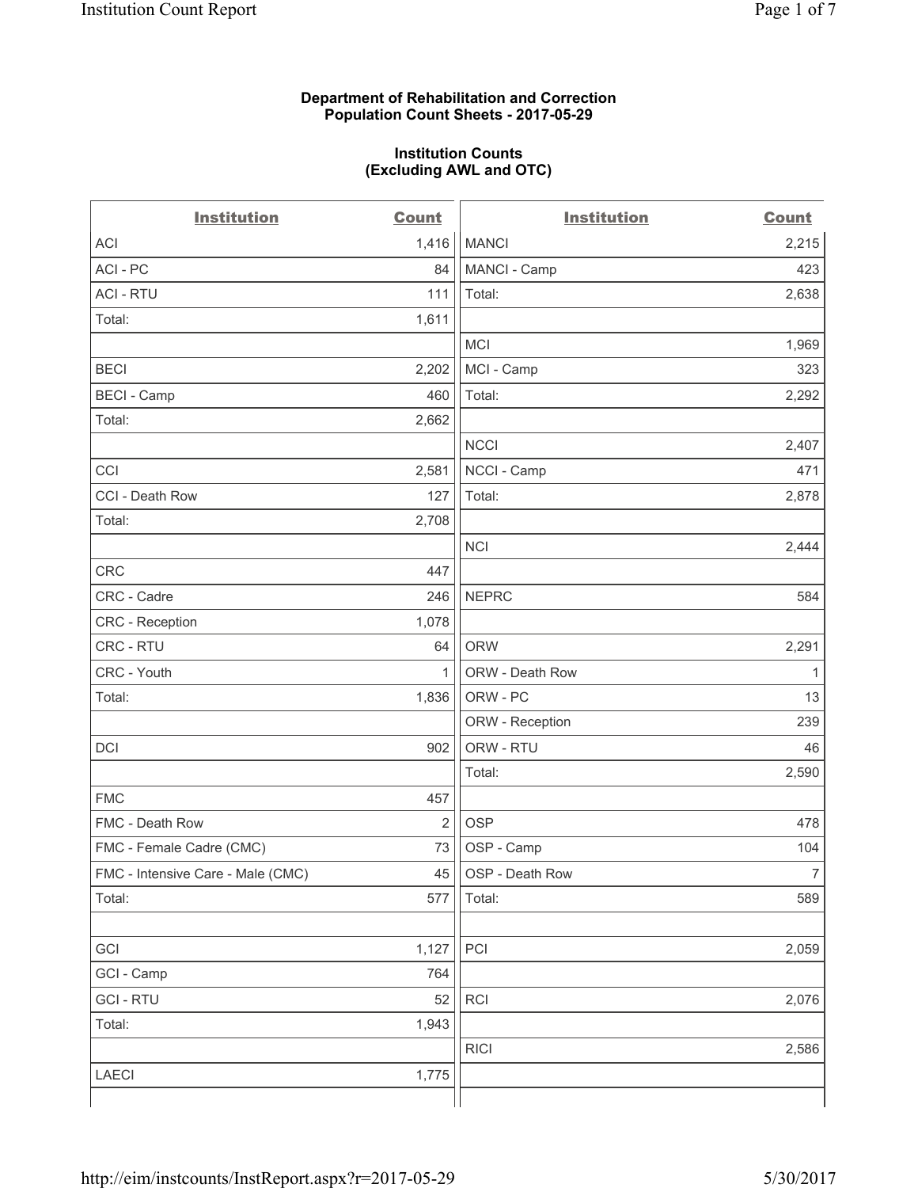**Department of Rehabilitation and Correction**
**Population Count Sheets - 2017-05-29**

**Institution Counts**
**(Excluding AWL and OTC)**

| Institution | Count | Institution | Count |
|---|---|---|---|
| ACI | 1,416 | MANCI | 2,215 |
| ACI - PC | 84 | MANCI - Camp | 423 |
| ACI - RTU | 111 | Total: | 2,638 |
| Total: | 1,611 | | |
| | | MCI | 1,969 |
| BECI | 2,202 | MCI - Camp | 323 |
| BECI - Camp | 460 | Total: | 2,292 |
| Total: | 2,662 | | |
| | | NCCI | 2,407 |
| CCI | 2,581 | NCCI - Camp | 471 |
| CCI - Death Row | 127 | Total: | 2,878 |
| Total: | 2,708 | | |
| | | NCI | 2,444 |
| CRC | 447 | | |
| CRC - Cadre | 246 | NEPRC | 584 |
| CRC - Reception | 1,078 | | |
| CRC - RTU | 64 | ORW | 2,291 |
| CRC - Youth | 1 | ORW - Death Row | 1 |
| Total: | 1,836 | ORW - PC | 13 |
| | | ORW - Reception | 239 |
| DCI | 902 | ORW - RTU | 46 |
| | | Total: | 2,590 |
| FMC | 457 | | |
| FMC - Death Row | 2 | OSP | 478 |
| FMC - Female Cadre (CMC) | 73 | OSP - Camp | 104 |
| FMC - Intensive Care - Male (CMC) | 45 | OSP - Death Row | 7 |
| Total: | 577 | Total: | 589 |
| | | | |
| GCI | 1,127 | PCI | 2,059 |
| GCI - Camp | 764 | | |
| GCI - RTU | 52 | RCI | 2,076 |
| Total: | 1,943 | | |
| | | RICI | 2,586 |
| LAECI | 1,775 | | |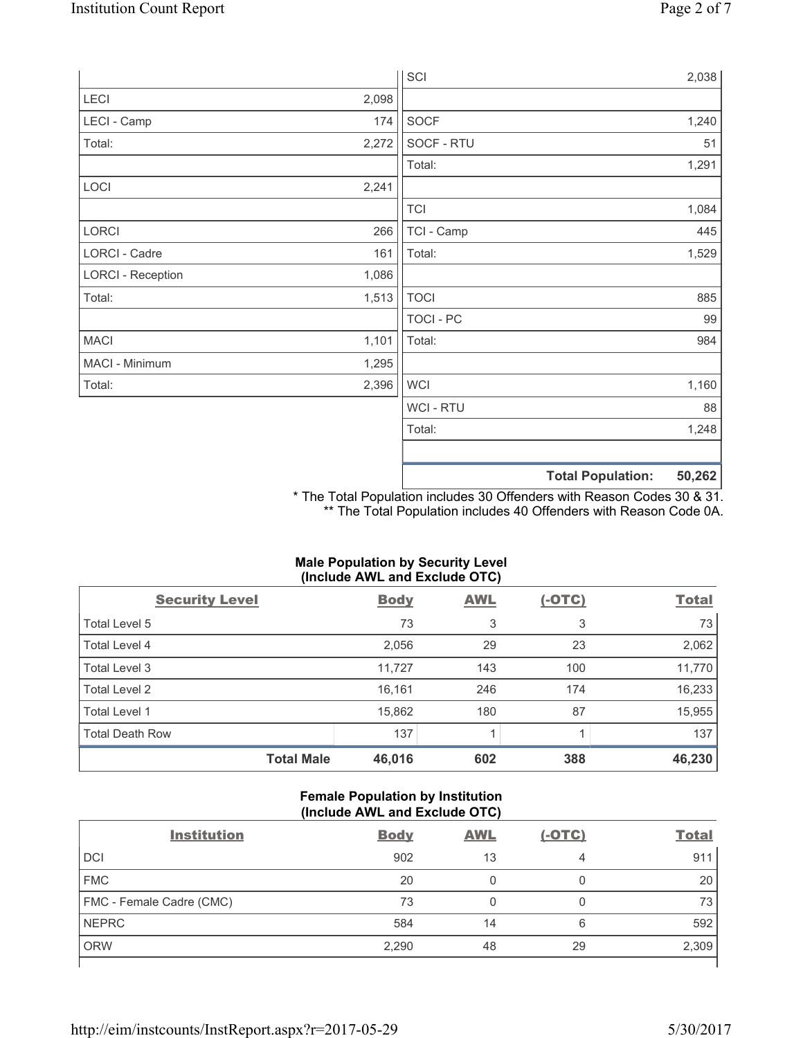| | |
|---|---|
| LECI | 2,098 |
| LECI - Camp | 174 |
| Total: | 2,272 |
| | |
| LOCI | 2,241 |
| | |
| LORCI | 266 |
| LORCI - Cadre | 161 |
| LORCI - Reception | 1,086 |
| Total: | 1,513 |
| | |
| MACI | 1,101 |
| MACI - Minimum | 1,295 |
| Total: | 2,396 |

| | |
|---|---|
| SCI | 2,038 |
| | |
| SOCF | 1,240 |
| SOCF - RTU | 51 |
| Total: | 1,291 |
| | |
| TCI | 1,084 |
| TCI - Camp | 445 |
| Total: | 1,529 |
| | |
| TOCI | 885 |
| TOCI - PC | 99 |
| Total: | 984 |
| | |
| WCI | 1,160 |
| WCI - RTU | 88 |
| Total: | 1,248 |
| | |
| **Total Population:** | **50,262** |

\* The Total Population includes 30 Offenders with Reason Codes 30 & 31.
\*\* The Total Population includes 40 Offenders with Reason Code 0A.

### Male Population by Security Level (Include AWL and Exclude OTC)

| Security Level | Body | AWL | (-OTC) | Total |
|---|---|---|---|---|
| Total Level 5 | 73 | 3 | 3 | 73 |
| Total Level 4 | 2,056 | 29 | 23 | 2,062 |
| Total Level 3 | 11,727 | 143 | 100 | 11,770 |
| Total Level 2 | 16,161 | 246 | 174 | 16,233 |
| Total Level 1 | 15,862 | 180 | 87 | 15,955 |
| Total Death Row | 137 | 1 | 1 | 137 |
| **Total Male** | **46,016** | **602** | **388** | **46,230** |

### Female Population by Institution (Include AWL and Exclude OTC)

| Institution | Body | AWL | (-OTC) | Total |
|---|---|---|---|---|
| DCI | 902 | 13 | 4 | 911 |
| FMC | 20 | 0 | 0 | 20 |
| FMC - Female Cadre (CMC) | 73 | 0 | 0 | 73 |
| NEPRC | 584 | 14 | 6 | 592 |
| ORW | 2,290 | 48 | 29 | 2,309 |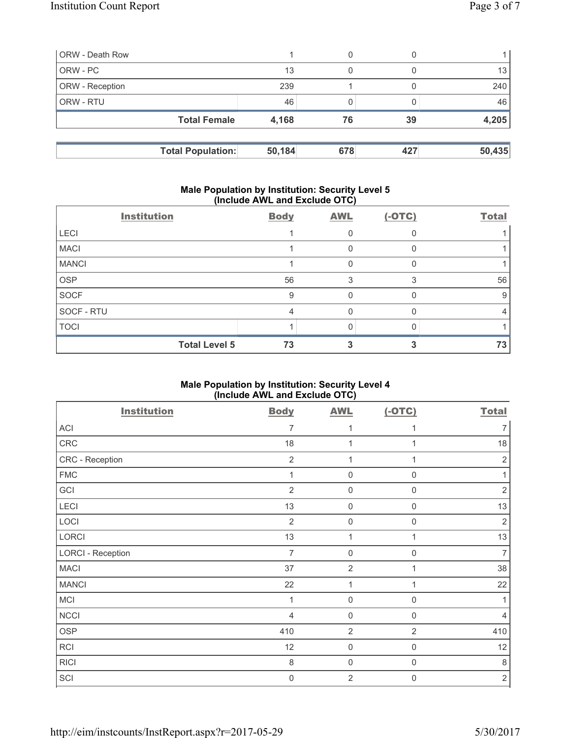| | | | | |
|---|---|---|---|---|
| ORW - Death Row | 1 | 0 | 0 | 1 |
| ORW - PC | 13 | 0 | 0 | 13 |
| ORW - Reception | 239 | 1 | 0 | 240 |
| ORW - RTU | 46 | 0 | 0 | 46 |
| **Total Female** | **4,168** | **76** | **39** | **4,205** |

| | | | | |
|---|---|---|---|---|
| **Total Population:** | **50,184** | **678** | **427** | **50,435** |

### Male Population by Institution: Security Level 5 (Include AWL and Exclude OTC)

| Institution | Body | AWL | (-OTC) | Total |
|---|---|---|---|---|
| LECI | 1 | 0 | 0 | 1 |
| MACI | 1 | 0 | 0 | 1 |
| MANCI | 1 | 0 | 0 | 1 |
| OSP | 56 | 3 | 3 | 56 |
| SOCF | 9 | 0 | 0 | 9 |
| SOCF - RTU | 4 | 0 | 0 | 4 |
| TOCI | 1 | 0 | 0 | 1 |
| **Total Level 5** | **73** | **3** | **3** | **73** |

### Male Population by Institution: Security Level 4 (Include AWL and Exclude OTC)

| Institution | Body | AWL | (-OTC) | Total |
|---|---|---|---|---|
| ACI | 7 | 1 | 1 | 7 |
| CRC | 18 | 1 | 1 | 18 |
| CRC - Reception | 2 | 1 | 1 | 2 |
| FMC | 1 | 0 | 0 | 1 |
| GCI | 2 | 0 | 0 | 2 |
| LECI | 13 | 0 | 0 | 13 |
| LOCI | 2 | 0 | 0 | 2 |
| LORCI | 13 | 1 | 1 | 13 |
| LORCI - Reception | 7 | 0 | 0 | 7 |
| MACI | 37 | 2 | 1 | 38 |
| MANCI | 22 | 1 | 1 | 22 |
| MCI | 1 | 0 | 0 | 1 |
| NCCI | 4 | 0 | 0 | 4 |
| OSP | 410 | 2 | 2 | 410 |
| RCI | 12 | 0 | 0 | 12 |
| RICI | 8 | 0 | 0 | 8 |
| SCI | 0 | 2 | 0 | 2 |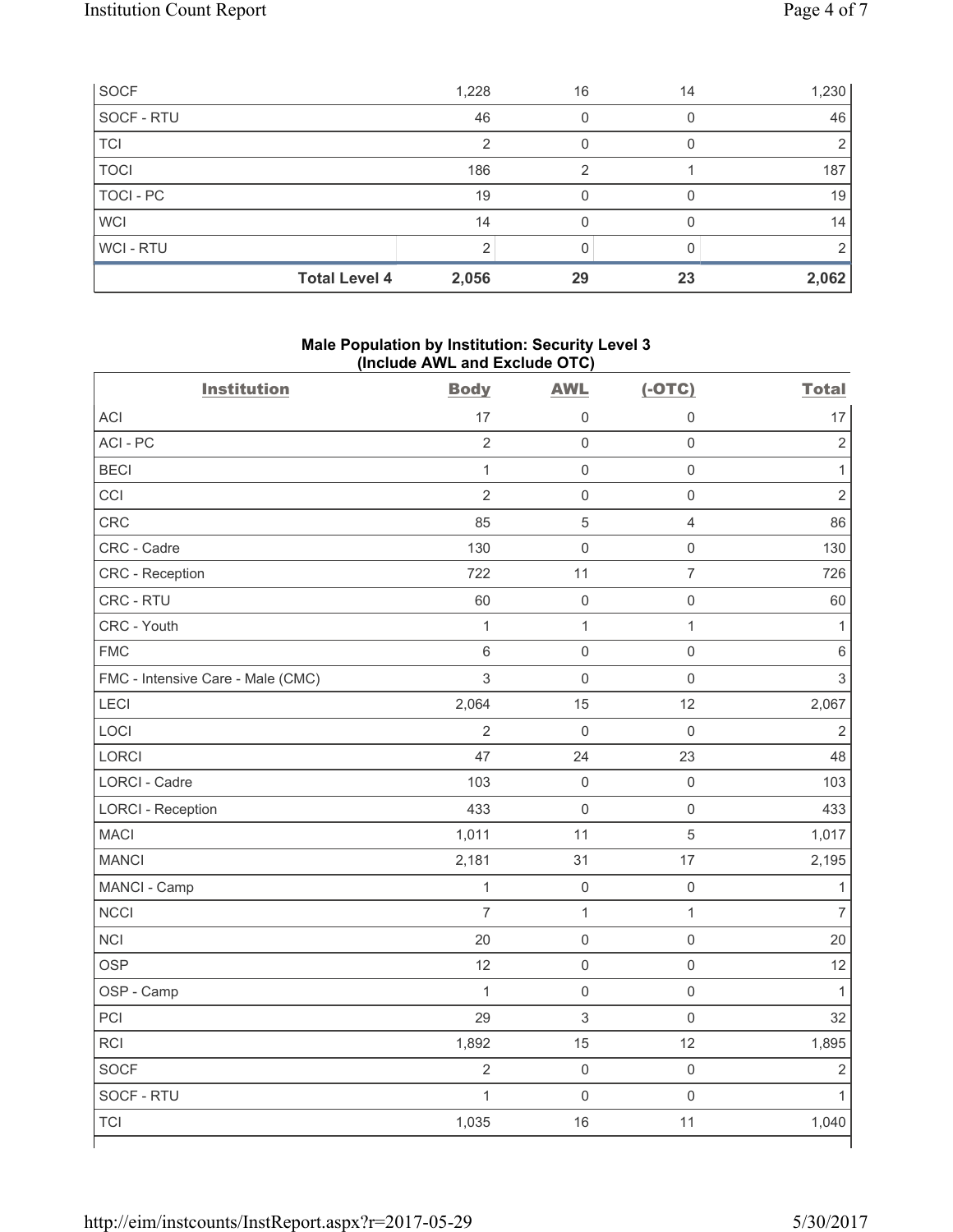| | | | | |
|---|---|---|---|---|
| SOCF | 1,228 | 16 | 14 | 1,230 |
| SOCF - RTU | 46 | 0 | 0 | 46 |
| TCI | 2 | 0 | 0 | 2 |
| TOCI | 186 | 2 | 1 | 187 |
| TOCI - PC | 19 | 0 | 0 | 19 |
| WCI | 14 | 0 | 0 | 14 |
| WCI - RTU | 2 | 0 | 0 | 2 |
| **Total Level 4** | **2,056** | **29** | **23** | **2,062** |

**Male Population by Institution: Security Level 3 (Include AWL and Exclude OTC)**

| Institution | Body | AWL | (-OTC) | Total |
|---|---|---|---|---|
| ACI | 17 | 0 | 0 | 17 |
| ACI - PC | 2 | 0 | 0 | 2 |
| BECI | 1 | 0 | 0 | 1 |
| CCI | 2 | 0 | 0 | 2 |
| CRC | 85 | 5 | 4 | 86 |
| CRC - Cadre | 130 | 0 | 0 | 130 |
| CRC - Reception | 722 | 11 | 7 | 726 |
| CRC - RTU | 60 | 0 | 0 | 60 |
| CRC - Youth | 1 | 1 | 1 | 1 |
| FMC | 6 | 0 | 0 | 6 |
| FMC - Intensive Care - Male (CMC) | 3 | 0 | 0 | 3 |
| LECI | 2,064 | 15 | 12 | 2,067 |
| LOCI | 2 | 0 | 0 | 2 |
| LORCI | 47 | 24 | 23 | 48 |
| LORCI - Cadre | 103 | 0 | 0 | 103 |
| LORCI - Reception | 433 | 0 | 0 | 433 |
| MACI | 1,011 | 11 | 5 | 1,017 |
| MANCI | 2,181 | 31 | 17 | 2,195 |
| MANCI - Camp | 1 | 0 | 0 | 1 |
| NCCI | 7 | 1 | 1 | 7 |
| NCI | 20 | 0 | 0 | 20 |
| OSP | 12 | 0 | 0 | 12 |
| OSP - Camp | 1 | 0 | 0 | 1 |
| PCI | 29 | 3 | 0 | 32 |
| RCI | 1,892 | 15 | 12 | 1,895 |
| SOCF | 2 | 0 | 0 | 2 |
| SOCF - RTU | 1 | 0 | 0 | 1 |
| TCI | 1,035 | 16 | 11 | 1,040 |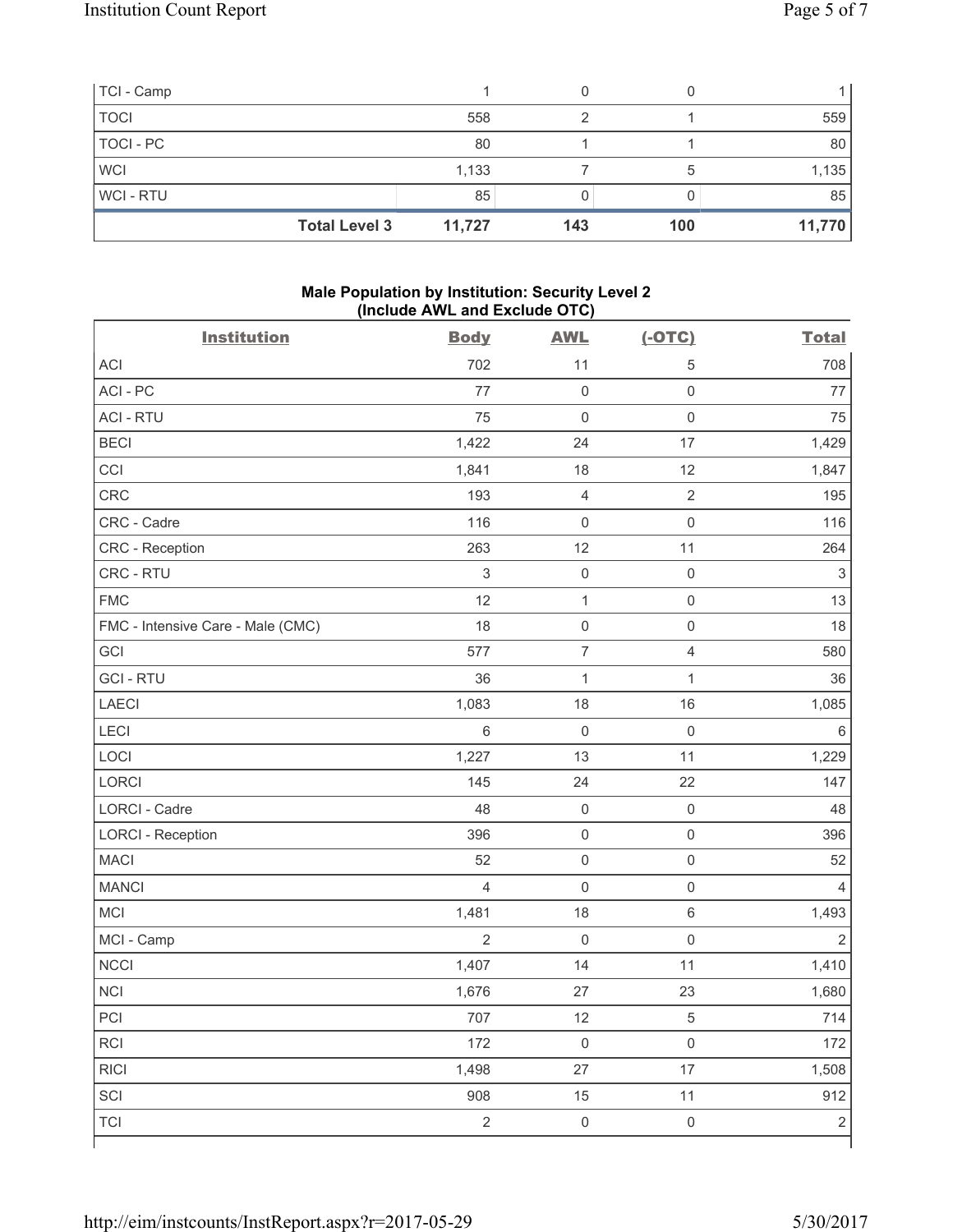| | Body | AWL | (-OTC) | Total |
|---|---|---|---|---|
| TCI - Camp | 1 | 0 | 0 | 1 |
| TOCI | 558 | 2 | 1 | 559 |
| TOCI - PC | 80 | 1 | 1 | 80 |
| WCI | 1,133 | 7 | 5 | 1,135 |
| WCI - RTU | 85 | 0 | 0 | 85 |
| **Total Level 3** | **11,727** | **143** | **100** | **11,770** |

### Male Population by Institution: Security Level 2 (Include AWL and Exclude OTC)

| Institution | Body | AWL | (-OTC) | Total |
|---|---|---|---|---|
| ACI | 702 | 11 | 5 | 708 |
| ACI - PC | 77 | 0 | 0 | 77 |
| ACI - RTU | 75 | 0 | 0 | 75 |
| BECI | 1,422 | 24 | 17 | 1,429 |
| CCI | 1,841 | 18 | 12 | 1,847 |
| CRC | 193 | 4 | 2 | 195 |
| CRC - Cadre | 116 | 0 | 0 | 116 |
| CRC - Reception | 263 | 12 | 11 | 264 |
| CRC - RTU | 3 | 0 | 0 | 3 |
| FMC | 12 | 1 | 0 | 13 |
| FMC - Intensive Care - Male (CMC) | 18 | 0 | 0 | 18 |
| GCI | 577 | 7 | 4 | 580 |
| GCI - RTU | 36 | 1 | 1 | 36 |
| LAECI | 1,083 | 18 | 16 | 1,085 |
| LECI | 6 | 0 | 0 | 6 |
| LOCI | 1,227 | 13 | 11 | 1,229 |
| LORCI | 145 | 24 | 22 | 147 |
| LORCI - Cadre | 48 | 0 | 0 | 48 |
| LORCI - Reception | 396 | 0 | 0 | 396 |
| MACI | 52 | 0 | 0 | 52 |
| MANCI | 4 | 0 | 0 | 4 |
| MCI | 1,481 | 18 | 6 | 1,493 |
| MCI - Camp | 2 | 0 | 0 | 2 |
| NCCI | 1,407 | 14 | 11 | 1,410 |
| NCI | 1,676 | 27 | 23 | 1,680 |
| PCI | 707 | 12 | 5 | 714 |
| RCI | 172 | 0 | 0 | 172 |
| RICI | 1,498 | 27 | 17 | 1,508 |
| SCI | 908 | 15 | 11 | 912 |
| TCI | 2 | 0 | 0 | 2 |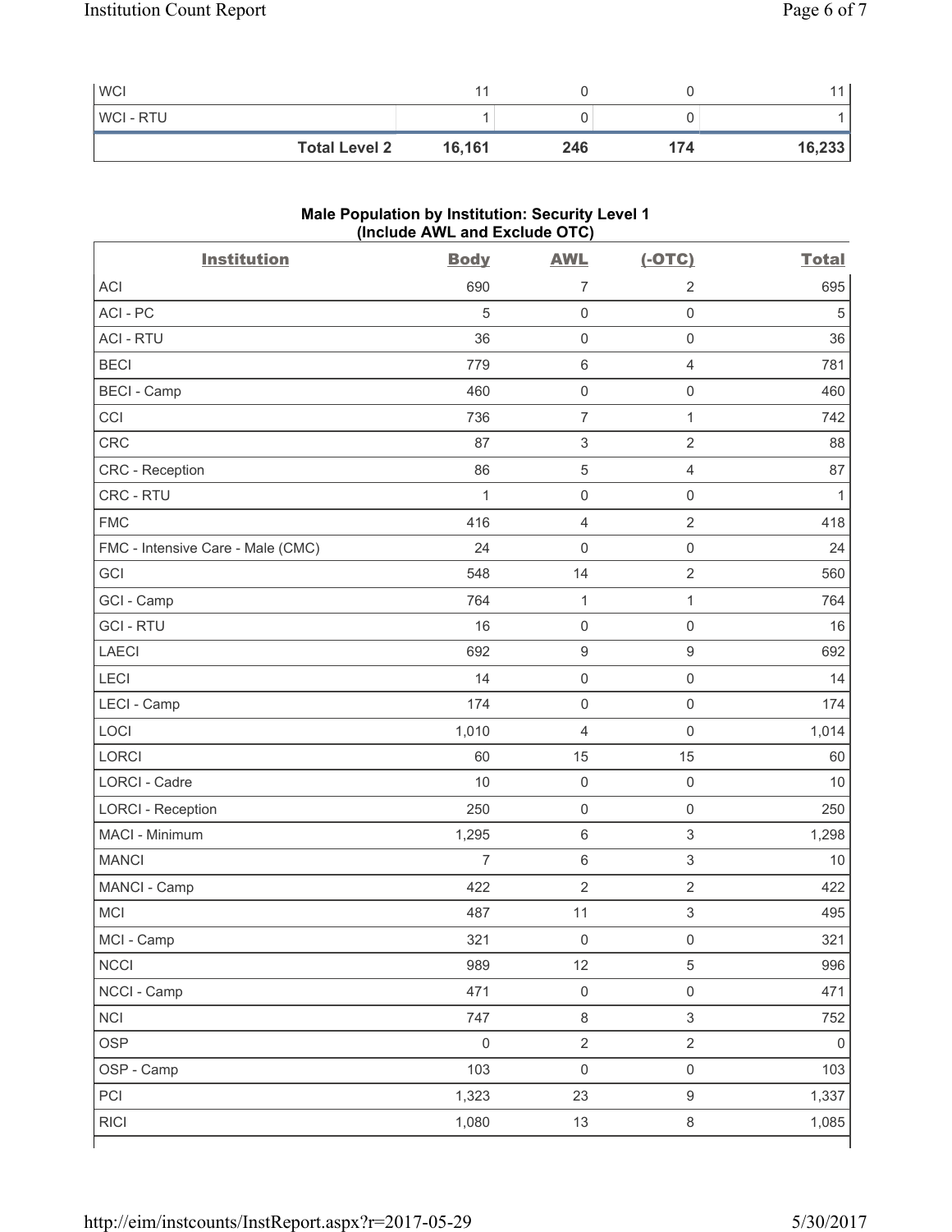| WCI | 11 | 0 | 0 | 11 |
|---|---|---|---|---|
| WCI - RTU | 1 | 0 | 0 | 1 |
| **Total Level 2** | **16,161** | **246** | **174** | **16,233** |

**Male Population by Institution: Security Level 1 (Include AWL and Exclude OTC)**

| Institution | Body | AWL | (-OTC) | Total |
|---|---|---|---|---|
| ACI | 690 | 7 | 2 | 695 |
| ACI - PC | 5 | 0 | 0 | 5 |
| ACI - RTU | 36 | 0 | 0 | 36 |
| BECI | 779 | 6 | 4 | 781 |
| BECI - Camp | 460 | 0 | 0 | 460 |
| CCI | 736 | 7 | 1 | 742 |
| CRC | 87 | 3 | 2 | 88 |
| CRC - Reception | 86 | 5 | 4 | 87 |
| CRC - RTU | 1 | 0 | 0 | 1 |
| FMC | 416 | 4 | 2 | 418 |
| FMC - Intensive Care - Male (CMC) | 24 | 0 | 0 | 24 |
| GCI | 548 | 14 | 2 | 560 |
| GCI - Camp | 764 | 1 | 1 | 764 |
| GCI - RTU | 16 | 0 | 0 | 16 |
| LAECI | 692 | 9 | 9 | 692 |
| LECI | 14 | 0 | 0 | 14 |
| LECI - Camp | 174 | 0 | 0 | 174 |
| LOCI | 1,010 | 4 | 0 | 1,014 |
| LORCI | 60 | 15 | 15 | 60 |
| LORCI - Cadre | 10 | 0 | 0 | 10 |
| LORCI - Reception | 250 | 0 | 0 | 250 |
| MACI - Minimum | 1,295 | 6 | 3 | 1,298 |
| MANCI | 7 | 6 | 3 | 10 |
| MANCI - Camp | 422 | 2 | 2 | 422 |
| MCI | 487 | 11 | 3 | 495 |
| MCI - Camp | 321 | 0 | 0 | 321 |
| NCCI | 989 | 12 | 5 | 996 |
| NCCI - Camp | 471 | 0 | 0 | 471 |
| NCI | 747 | 8 | 3 | 752 |
| OSP | 0 | 2 | 2 | 0 |
| OSP - Camp | 103 | 0 | 0 | 103 |
| PCI | 1,323 | 23 | 9 | 1,337 |
| RICI | 1,080 | 13 | 8 | 1,085 |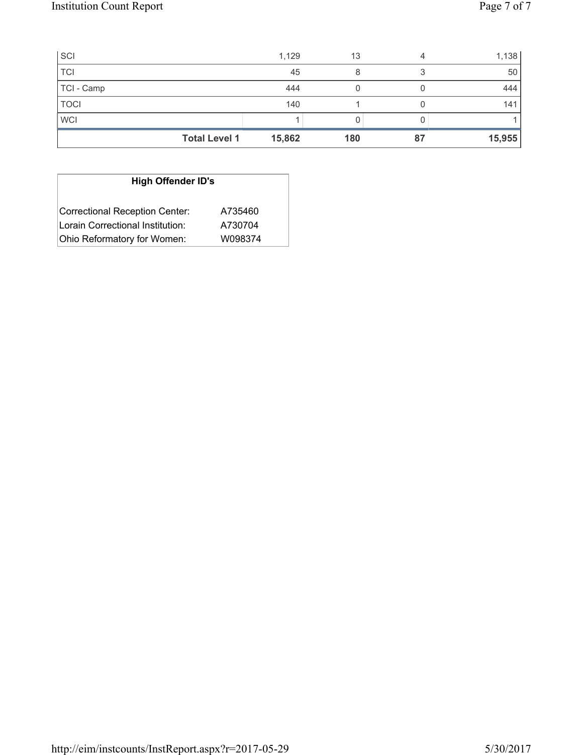| | | | | |
|---|---|---|---|---|
| SCI | 1,129 | 13 | 4 | 1,138 |
| TCI | 45 | 8 | 3 | 50 |
| TCI - Camp | 444 | 0 | 0 | 444 |
| TOCI | 140 | 1 | 0 | 141 |
| WCI | 1 | 0 | 0 | 1 |
| **Total Level 1** | **15,862** | **180** | **87** | **15,955** |

| High Offender ID's | |
|---|---|
| Correctional Reception Center: | A735460 |
| Lorain Correctional Institution: | A730704 |
| Ohio Reformatory for Women: | W098374 |